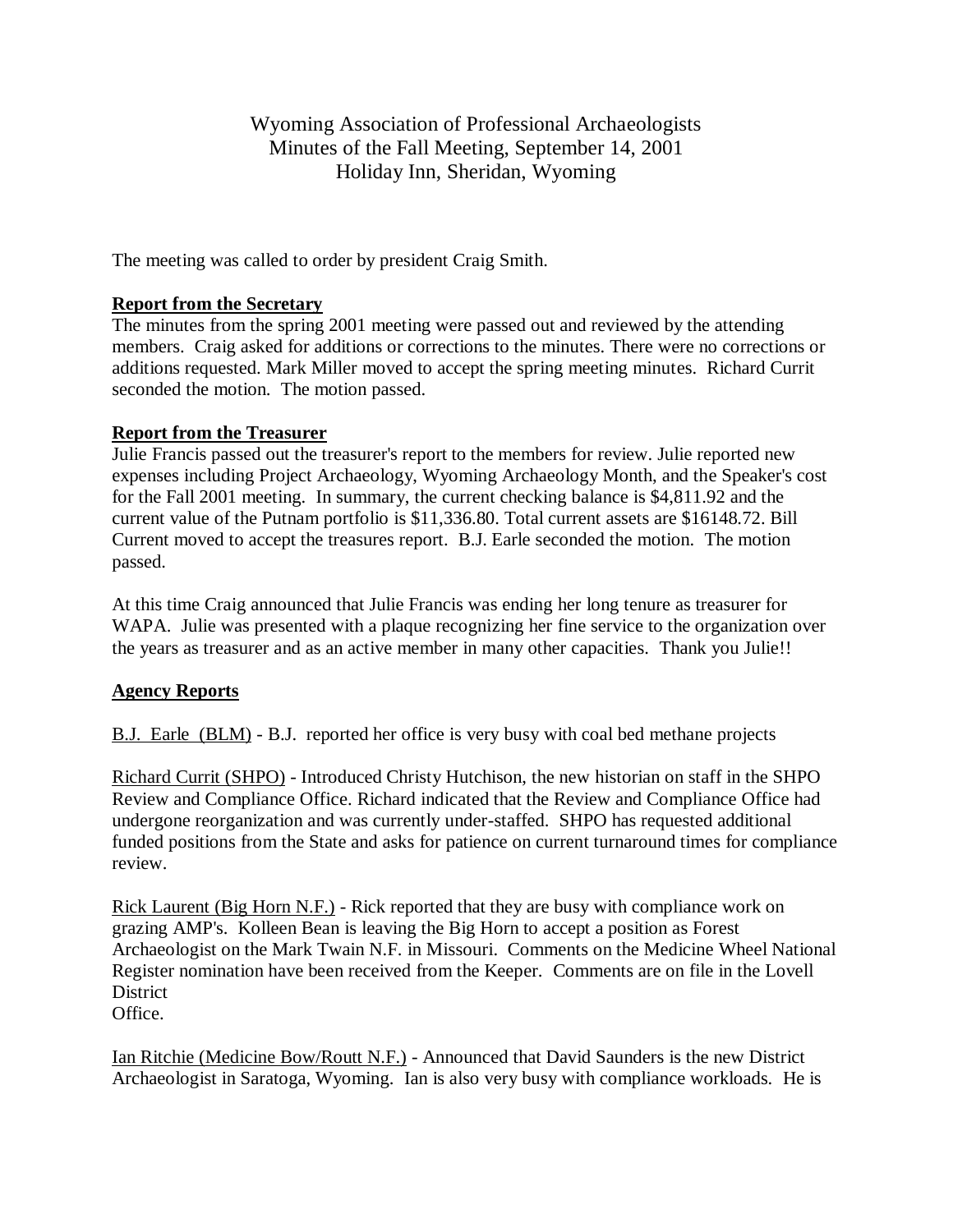# Wyoming Association of Professional Archaeologists
## Minutes of the Fall Meeting, September 14, 2001
## Holiday Inn, Sheridan, Wyoming

The meeting was called to order by president Craig Smith.

**Report from the Secretary**

The minutes from the spring 2001 meeting were passed out and reviewed by the attending members. Craig asked for additions or corrections to the minutes. There were no corrections or additions requested. Mark Miller moved to accept the spring meeting minutes. Richard Currit seconded the motion. The motion passed.

**Report from the Treasurer**

Julie Francis passed out the treasurer's report to the members for review. Julie reported new expenses including Project Archaeology, Wyoming Archaeology Month, and the Speaker's cost for the Fall 2001 meeting. In summary, the current checking balance is $4,811.92 and the current value of the Putnam portfolio is $11,336.80. Total current assets are $16148.72. Bill Current moved to accept the treasures report. B.J. Earle seconded the motion. The motion passed.

At this time Craig announced that Julie Francis was ending her long tenure as treasurer for WAPA. Julie was presented with a plaque recognizing her fine service to the organization over the years as treasurer and as an active member in many other capacities. Thank you Julie!!

**Agency Reports**

B.J. Earle (BLM) - B.J. reported her office is very busy with coal bed methane projects

Richard Currit (SHPO) - Introduced Christy Hutchison, the new historian on staff in the SHPO Review and Compliance Office. Richard indicated that the Review and Compliance Office had undergone reorganization and was currently under-staffed. SHPO has requested additional funded positions from the State and asks for patience on current turnaround times for compliance review.

Rick Laurent (Big Horn N.F.) - Rick reported that they are busy with compliance work on grazing AMP's. Kolleen Bean is leaving the Big Horn to accept a position as Forest Archaeologist on the Mark Twain N.F. in Missouri. Comments on the Medicine Wheel National Register nomination have been received from the Keeper. Comments are on file in the Lovell District Office.

Ian Ritchie (Medicine Bow/Routt N.F.) - Announced that David Saunders is the new District Archaeologist in Saratoga, Wyoming. Ian is also very busy with compliance workloads. He is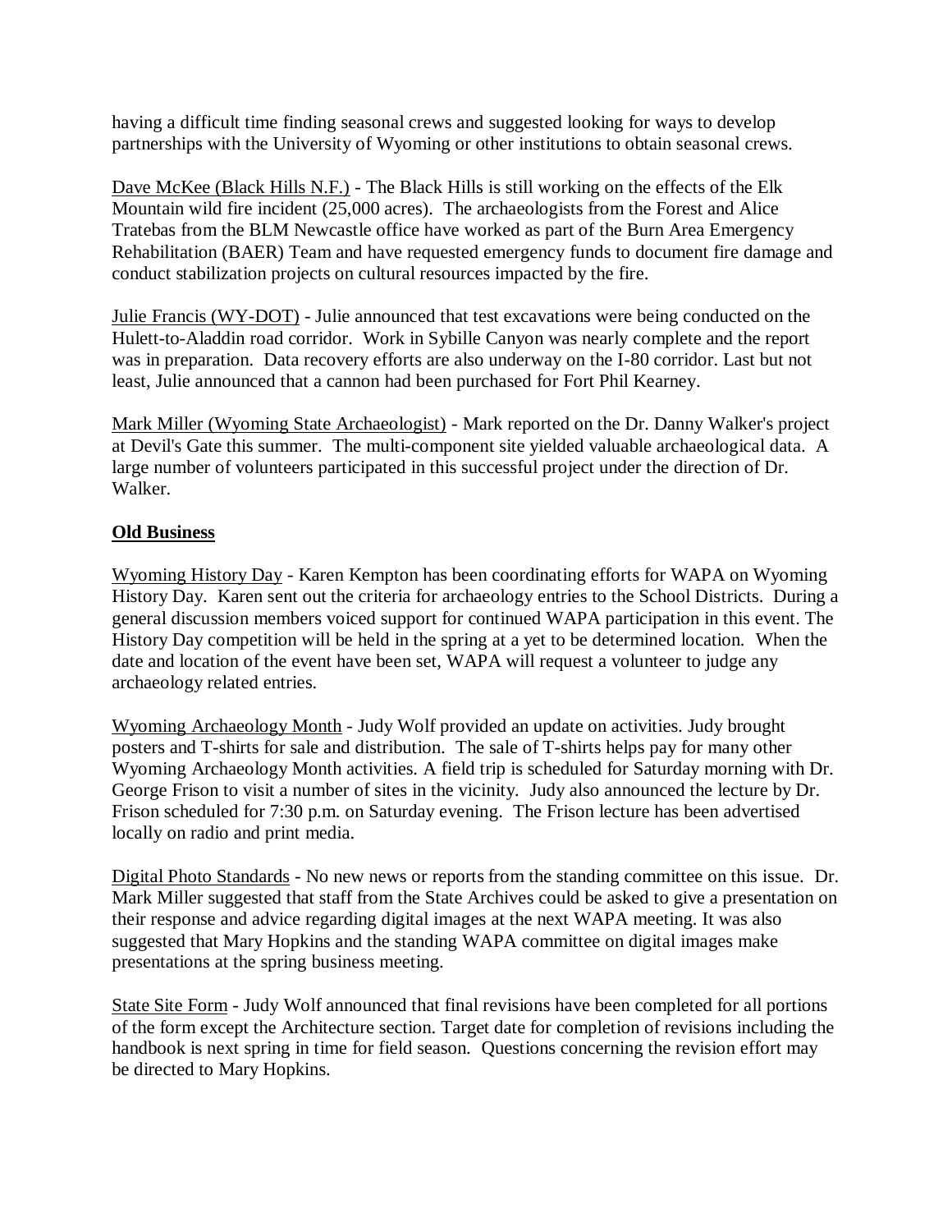having a difficult time finding seasonal crews and suggested looking for ways to develop partnerships with the University of Wyoming or other institutions to obtain seasonal crews.

Dave McKee (Black Hills N.F.) - The Black Hills is still working on the effects of the Elk Mountain wild fire incident (25,000 acres). The archaeologists from the Forest and Alice Tratebas from the BLM Newcastle office have worked as part of the Burn Area Emergency Rehabilitation (BAER) Team and have requested emergency funds to document fire damage and conduct stabilization projects on cultural resources impacted by the fire.

Julie Francis (WY-DOT) - Julie announced that test excavations were being conducted on the Hulett-to-Aladdin road corridor. Work in Sybille Canyon was nearly complete and the report was in preparation. Data recovery efforts are also underway on the I-80 corridor. Last but not least, Julie announced that a cannon had been purchased for Fort Phil Kearney.

Mark Miller (Wyoming State Archaeologist) - Mark reported on the Dr. Danny Walker's project at Devil's Gate this summer. The multi-component site yielded valuable archaeological data. A large number of volunteers participated in this successful project under the direction of Dr. Walker.

## Old Business

Wyoming History Day - Karen Kempton has been coordinating efforts for WAPA on Wyoming History Day. Karen sent out the criteria for archaeology entries to the School Districts. During a general discussion members voiced support for continued WAPA participation in this event. The History Day competition will be held in the spring at a yet to be determined location. When the date and location of the event have been set, WAPA will request a volunteer to judge any archaeology related entries.

Wyoming Archaeology Month - Judy Wolf provided an update on activities. Judy brought posters and T-shirts for sale and distribution. The sale of T-shirts helps pay for many other Wyoming Archaeology Month activities. A field trip is scheduled for Saturday morning with Dr. George Frison to visit a number of sites in the vicinity. Judy also announced the lecture by Dr. Frison scheduled for 7:30 p.m. on Saturday evening. The Frison lecture has been advertised locally on radio and print media.

Digital Photo Standards - No new news or reports from the standing committee on this issue. Dr. Mark Miller suggested that staff from the State Archives could be asked to give a presentation on their response and advice regarding digital images at the next WAPA meeting. It was also suggested that Mary Hopkins and the standing WAPA committee on digital images make presentations at the spring business meeting.

State Site Form - Judy Wolf announced that final revisions have been completed for all portions of the form except the Architecture section. Target date for completion of revisions including the handbook is next spring in time for field season. Questions concerning the revision effort may be directed to Mary Hopkins.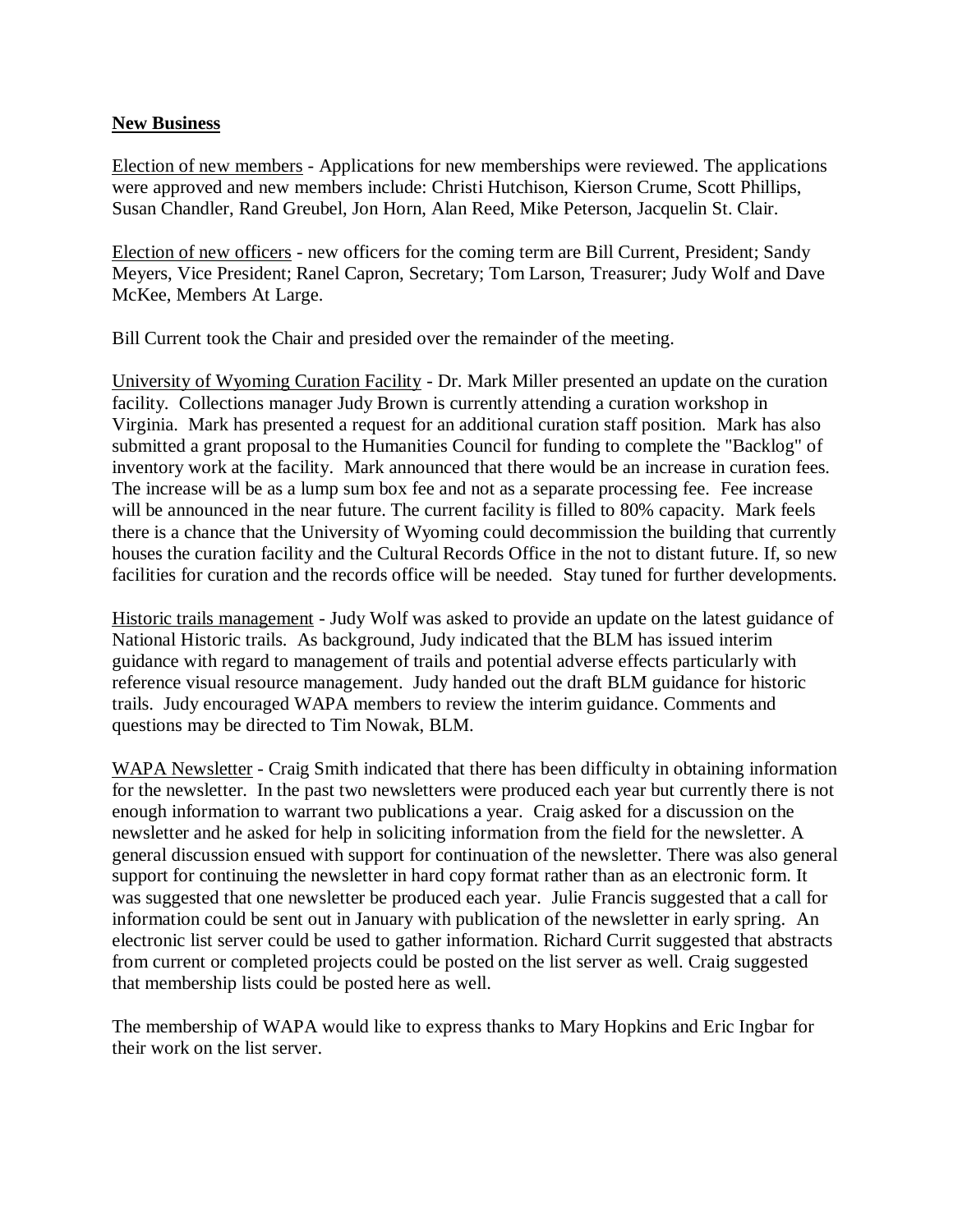**New Business**

Election of new members - Applications for new memberships were reviewed. The applications were approved and new members include: Christi Hutchison, Kierson Crume, Scott Phillips, Susan Chandler, Rand Greubel, Jon Horn, Alan Reed, Mike Peterson, Jacquelin St. Clair.

Election of new officers - new officers for the coming term are Bill Current, President; Sandy Meyers, Vice President; Ranel Capron, Secretary; Tom Larson, Treasurer; Judy Wolf and Dave McKee, Members At Large.

Bill Current took the Chair and presided over the remainder of the meeting.

University of Wyoming Curation Facility - Dr. Mark Miller presented an update on the curation facility. Collections manager Judy Brown is currently attending a curation workshop in Virginia. Mark has presented a request for an additional curation staff position. Mark has also submitted a grant proposal to the Humanities Council for funding to complete the "Backlog" of inventory work at the facility. Mark announced that there would be an increase in curation fees. The increase will be as a lump sum box fee and not as a separate processing fee. Fee increase will be announced in the near future. The current facility is filled to 80% capacity. Mark feels there is a chance that the University of Wyoming could decommission the building that currently houses the curation facility and the Cultural Records Office in the not to distant future. If, so new facilities for curation and the records office will be needed. Stay tuned for further developments.

Historic trails management - Judy Wolf was asked to provide an update on the latest guidance of National Historic trails. As background, Judy indicated that the BLM has issued interim guidance with regard to management of trails and potential adverse effects particularly with reference visual resource management. Judy handed out the draft BLM guidance for historic trails. Judy encouraged WAPA members to review the interim guidance. Comments and questions may be directed to Tim Nowak, BLM.

WAPA Newsletter - Craig Smith indicated that there has been difficulty in obtaining information for the newsletter. In the past two newsletters were produced each year but currently there is not enough information to warrant two publications a year. Craig asked for a discussion on the newsletter and he asked for help in soliciting information from the field for the newsletter. A general discussion ensued with support for continuation of the newsletter. There was also general support for continuing the newsletter in hard copy format rather than as an electronic form. It was suggested that one newsletter be produced each year. Julie Francis suggested that a call for information could be sent out in January with publication of the newsletter in early spring. An electronic list server could be used to gather information. Richard Currit suggested that abstracts from current or completed projects could be posted on the list server as well. Craig suggested that membership lists could be posted here as well.

The membership of WAPA would like to express thanks to Mary Hopkins and Eric Ingbar for their work on the list server.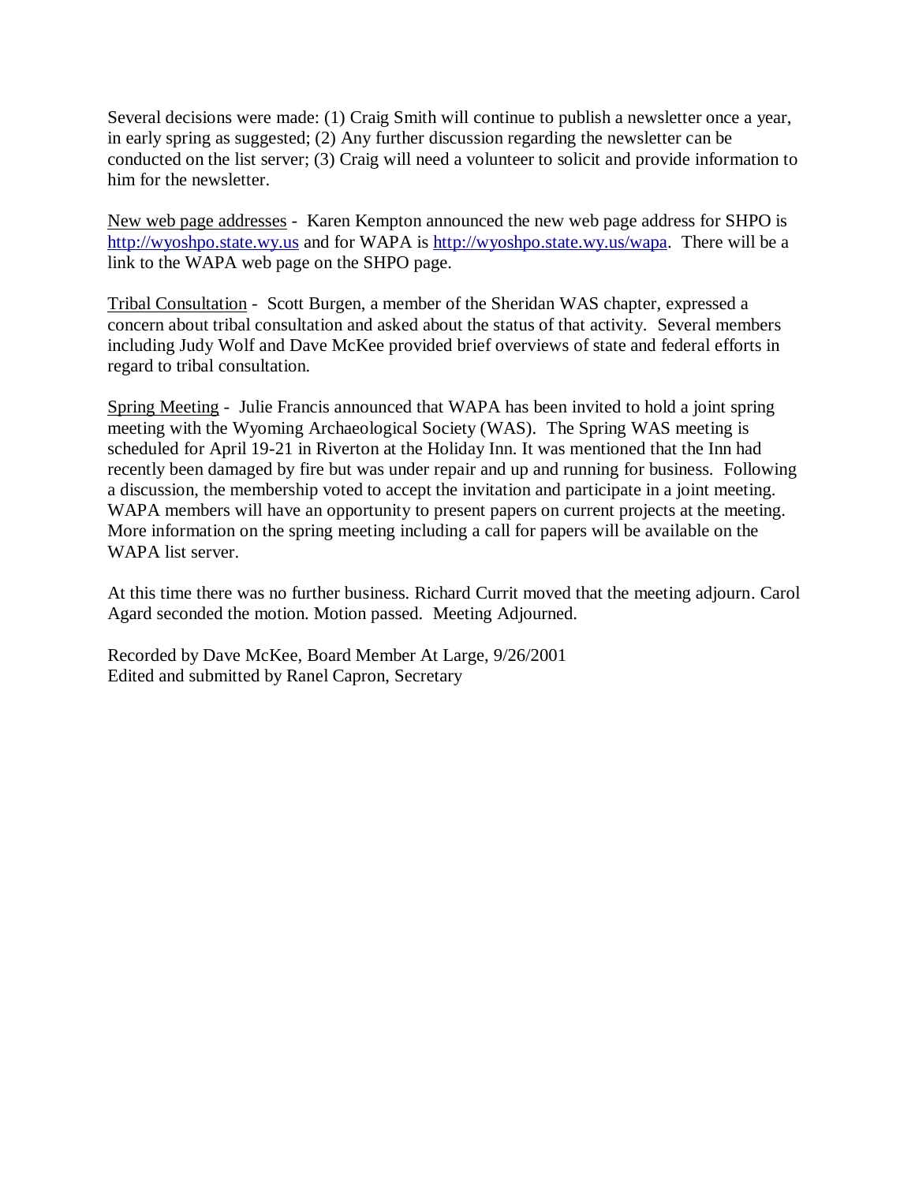Several decisions were made: (1) Craig Smith will continue to publish a newsletter once a year, in early spring as suggested; (2) Any further discussion regarding the newsletter can be conducted on the list server; (3) Craig will need a volunteer to solicit and provide information to him for the newsletter.

<u>New web page addresses</u> - Karen Kempton announced the new web page address for SHPO is [http://wyoshpo.state.wy.us](http://wyoshpo.state.wy.us) and for WAPA is [http://wyoshpo.state.wy.us/wapa](http://wyoshpo.state.wy.us/wapa). There will be a link to the WAPA web page on the SHPO page.

<u>Tribal Consultation</u> - Scott Burgen, a member of the Sheridan WAS chapter, expressed a concern about tribal consultation and asked about the status of that activity. Several members including Judy Wolf and Dave McKee provided brief overviews of state and federal efforts in regard to tribal consultation.

<u>Spring Meeting</u> - Julie Francis announced that WAPA has been invited to hold a joint spring meeting with the Wyoming Archaeological Society (WAS). The Spring WAS meeting is scheduled for April 19-21 in Riverton at the Holiday Inn. It was mentioned that the Inn had recently been damaged by fire but was under repair and up and running for business. Following a discussion, the membership voted to accept the invitation and participate in a joint meeting. WAPA members will have an opportunity to present papers on current projects at the meeting. More information on the spring meeting including a call for papers will be available on the WAPA list server.

At this time there was no further business. Richard Currit moved that the meeting adjourn. Carol Agard seconded the motion. Motion passed. Meeting Adjourned.

Recorded by Dave McKee, Board Member At Large, 9/26/2001
Edited and submitted by Ranel Capron, Secretary